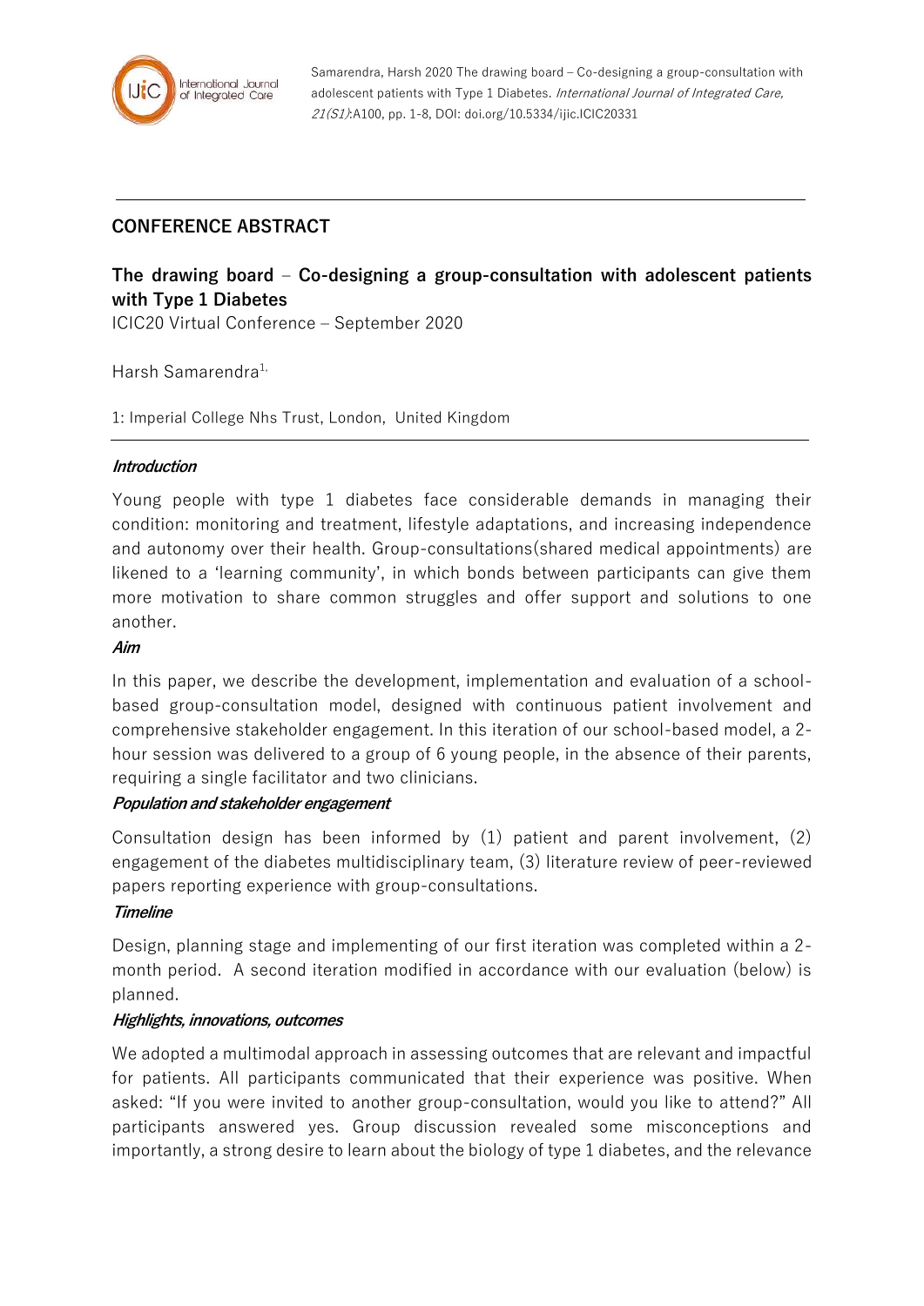Samarendra, Harsh 2020 The drawing board – Co-designing a group-consultation with adolescent patients with Type 1 Diabetes. *International Journal of Integrated Care, 21(S1)*:A100, pp. 1-8, DOI: doi.org/10.5334/ijic.ICIC20331

---

## CONFERENCE ABSTRACT

# The drawing board – Co-designing a group-consultation with adolescent patients with Type 1 Diabetes

ICIC20 Virtual Conference – September 2020

Harsh Samarendra[1,]

1: Imperial College Nhs Trust, London, United Kingdom

---

### *Introduction*

Young people with type 1 diabetes face considerable demands in managing their condition: monitoring and treatment, lifestyle adaptations, and increasing independence and autonomy over their health. Group-consultations(shared medical appointments) are likened to a 'learning community', in which bonds between participants can give them more motivation to share common struggles and offer support and solutions to one another.

### *Aim*

In this paper, we describe the development, implementation and evaluation of a school-based group-consultation model, designed with continuous patient involvement and comprehensive stakeholder engagement. In this iteration of our school-based model, a 2-hour session was delivered to a group of 6 young people, in the absence of their parents, requiring a single facilitator and two clinicians.

### *Population and stakeholder engagement*

Consultation design has been informed by (1) patient and parent involvement, (2) engagement of the diabetes multidisciplinary team, (3) literature review of peer-reviewed papers reporting experience with group-consultations.

### *Timeline*

Design, planning stage and implementing of our first iteration was completed within a 2-month period. A second iteration modified in accordance with our evaluation (below) is planned.

### *Highlights, innovations, outcomes*

We adopted a multimodal approach in assessing outcomes that are relevant and impactful for patients. All participants communicated that their experience was positive. When asked: "If you were invited to another group-consultation, would you like to attend?" All participants answered yes. Group discussion revealed some misconceptions and importantly, a strong desire to learn about the biology of type 1 diabetes, and the relevance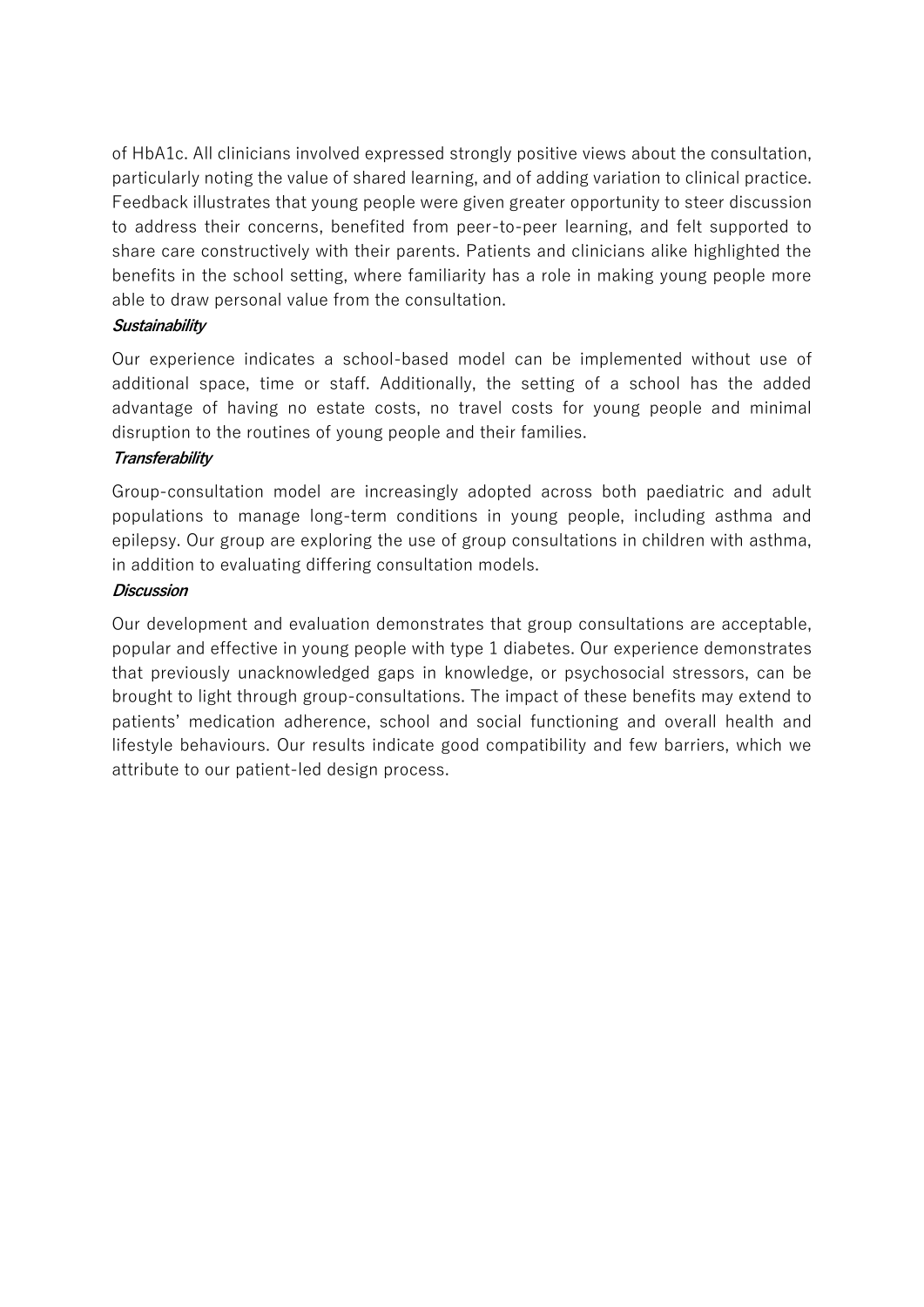of HbA1c. All clinicians involved expressed strongly positive views about the consultation, particularly noting the value of shared learning, and of adding variation to clinical practice. Feedback illustrates that young people were given greater opportunity to steer discussion to address their concerns, benefited from peer-to-peer learning, and felt supported to share care constructively with their parents. Patients and clinicians alike highlighted the benefits in the school setting, where familiarity has a role in making young people more able to draw personal value from the consultation.

***Sustainability***

Our experience indicates a school-based model can be implemented without use of additional space, time or staff. Additionally, the setting of a school has the added advantage of having no estate costs, no travel costs for young people and minimal disruption to the routines of young people and their families.

***Transferability***

Group-consultation model are increasingly adopted across both paediatric and adult populations to manage long-term conditions in young people, including asthma and epilepsy. Our group are exploring the use of group consultations in children with asthma, in addition to evaluating differing consultation models.

***Discussion***

Our development and evaluation demonstrates that group consultations are acceptable, popular and effective in young people with type 1 diabetes. Our experience demonstrates that previously unacknowledged gaps in knowledge, or psychosocial stressors, can be brought to light through group-consultations. The impact of these benefits may extend to patients' medication adherence, school and social functioning and overall health and lifestyle behaviours. Our results indicate good compatibility and few barriers, which we attribute to our patient-led design process.